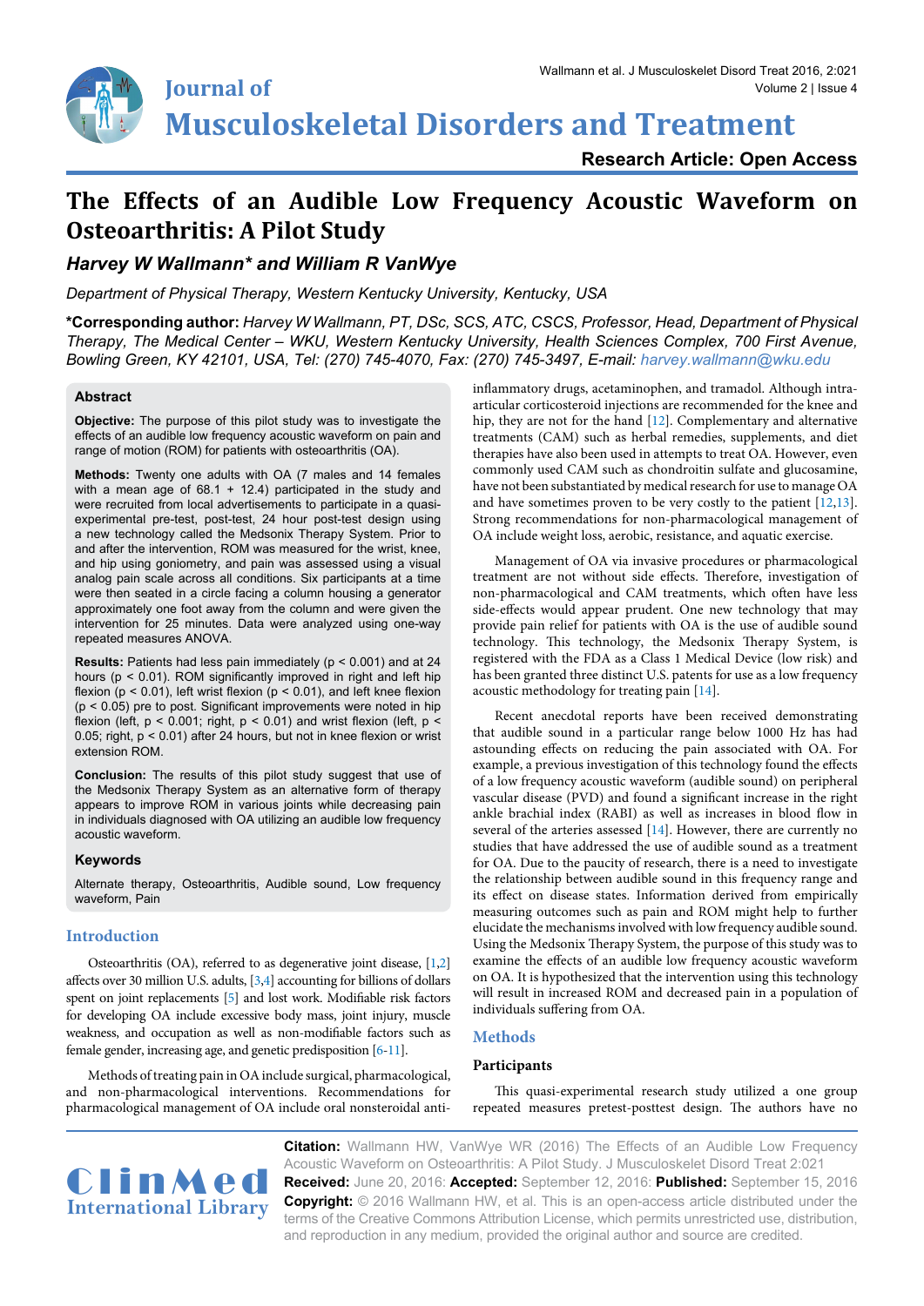Research Article: Open Access

# The Effects of an Audible Low Frequency Acoustic Waveform on Osteoarthritis: A Pilot Study

***Harvey W Wallmann\* and William R VanWye***

*Department of Physical Therapy, Western Kentucky University, Kentucky, USA*

**\*Corresponding author:** *Harvey W Wallmann, PT, DSc, SCS, ATC, CSCS, Professor, Head, Department of Physical Therapy, The Medical Center – WKU, Western Kentucky University, Health Sciences Complex, 700 First Avenue, Bowling Green, KY 42101, USA, Tel: (270) 745-4070, Fax: (270) 745-3497, E-mail: harvey.wallmann@wku.edu*

## Abstract

**Objective:** The purpose of this pilot study was to investigate the effects of an audible low frequency acoustic waveform on pain and range of motion (ROM) for patients with osteoarthritis (OA).

**Methods:** Twenty one adults with OA (7 males and 14 females with a mean age of 68.1 + 12.4) participated in the study and were recruited from local advertisements to participate in a quasi-experimental pre-test, post-test, 24 hour post-test design using a new technology called the Medsonix Therapy System. Prior to and after the intervention, ROM was measured for the wrist, knee, and hip using goniometry, and pain was assessed using a visual analog pain scale across all conditions. Six participants at a time were then seated in a circle facing a column housing a generator approximately one foot away from the column and were given the intervention for 25 minutes. Data were analyzed using one-way repeated measures ANOVA.

**Results:** Patients had less pain immediately ($p < 0.001$) and at 24 hours ($p < 0.01$). ROM significantly improved in right and left hip flexion ($p < 0.01$), left wrist flexion ($p < 0.01$), and left knee flexion ($p < 0.05$) pre to post. Significant improvements were noted in hip flexion (left, $p < 0.001$; right, $p < 0.01$) and wrist flexion (left, $p < 0.05$; right, $p < 0.01$) after 24 hours, but not in knee flexion or wrist extension ROM.

**Conclusion:** The results of this pilot study suggest that use of the Medsonix Therapy System as an alternative form of therapy appears to improve ROM in various joints while decreasing pain in individuals diagnosed with OA utilizing an audible low frequency acoustic waveform.

### Keywords

Alternate therapy, Osteoarthritis, Audible sound, Low frequency waveform, Pain

## Introduction

Osteoarthritis (OA), referred to as degenerative joint disease, [1,2] affects over 30 million U.S. adults, [3,4] accounting for billions of dollars spent on joint replacements [5] and lost work. Modifiable risk factors for developing OA include excessive body mass, joint injury, muscle weakness, and occupation as well as non-modifiable factors such as female gender, increasing age, and genetic predisposition [6-11].

Methods of treating pain in OA include surgical, pharmacological, and non-pharmacological interventions. Recommendations for pharmacological management of OA include oral nonsteroidal anti-inflammatory drugs, acetaminophen, and tramadol. Although intra-articular corticosteroid injections are recommended for the knee and hip, they are not for the hand [12]. Complementary and alternative treatments (CAM) such as herbal remedies, supplements, and diet therapies have also been used in attempts to treat OA. However, even commonly used CAM such as chondroitin sulfate and glucosamine, have not been substantiated by medical research for use to manage OA and have sometimes proven to be very costly to the patient [12,13]. Strong recommendations for non-pharmacological management of OA include weight loss, aerobic, resistance, and aquatic exercise.

Management of OA via invasive procedures or pharmacological treatment are not without side effects. Therefore, investigation of non-pharmacological and CAM treatments, which often have less side-effects would appear prudent. One new technology that may provide pain relief for patients with OA is the use of audible sound technology. This technology, the Medsonix Therapy System, is registered with the FDA as a Class 1 Medical Device (low risk) and has been granted three distinct U.S. patents for use as a low frequency acoustic methodology for treating pain [14].

Recent anecdotal reports have been received demonstrating that audible sound in a particular range below 1000 Hz has had astounding effects on reducing the pain associated with OA. For example, a previous investigation of this technology found the effects of a low frequency acoustic waveform (audible sound) on peripheral vascular disease (PVD) and found a significant increase in the right ankle brachial index (RABI) as well as increases in blood flow in several of the arteries assessed [14]. However, there are currently no studies that have addressed the use of audible sound as a treatment for OA. Due to the paucity of research, there is a need to investigate the relationship between audible sound in this frequency range and its effect on disease states. Information derived from empirically measuring outcomes such as pain and ROM might help to further elucidate the mechanisms involved with low frequency audible sound. Using the Medsonix Therapy System, the purpose of this study was to examine the effects of an audible low frequency acoustic waveform on OA. It is hypothesized that the intervention using this technology will result in increased ROM and decreased pain in a population of individuals suffering from OA.

## Methods

### Participants

This quasi-experimental research study utilized a one group repeated measures pretest-posttest design. The authors have no

**Citation:** Wallmann HW, VanWye WR (2016) The Effects of an Audible Low Frequency Acoustic Waveform on Osteoarthritis: A Pilot Study. J Musculoskelet Disord Treat 2:021

**Received:** June 20, 2016: **Accepted:** September 12, 2016: **Published:** September 15, 2016

**Copyright:** © 2016 Wallmann HW, et al. This is an open-access article distributed under the terms of the Creative Commons Attribution License, which permits unrestricted use, distribution, and reproduction in any medium, provided the original author and source are credited.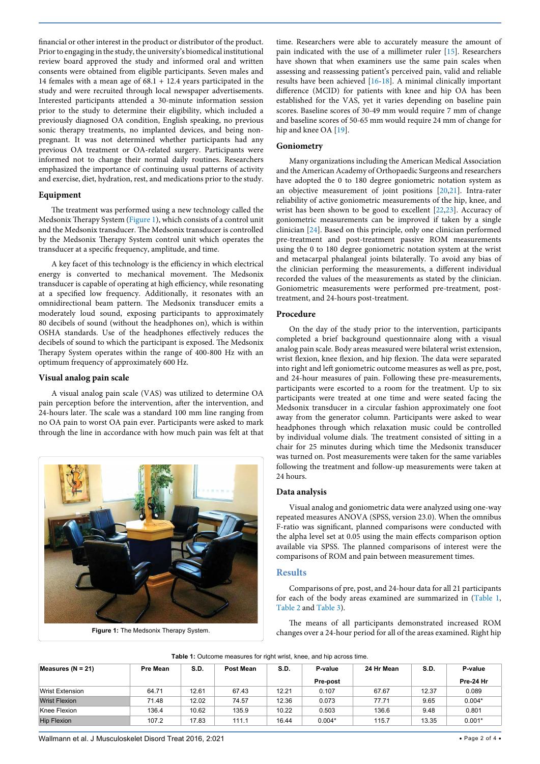financial or other interest in the product or distributor of the product. Prior to engaging in the study, the university's biomedical institutional review board approved the study and informed oral and written consents were obtained from eligible participants. Seven males and 14 females with a mean age of 68.1 + 12.4 years participated in the study and were recruited through local newspaper advertisements. Interested participants attended a 30-minute information session prior to the study to determine their eligibility, which included a previously diagnosed OA condition, English speaking, no previous sonic therapy treatments, no implanted devices, and being non-pregnant. It was not determined whether participants had any previous OA treatment or OA-related surgery. Participants were informed not to change their normal daily routines. Researchers emphasized the importance of continuing usual patterns of activity and exercise, diet, hydration, rest, and medications prior to the study.

### Equipment

The treatment was performed using a new technology called the Medsonix Therapy System (Figure 1), which consists of a control unit and the Medsonix transducer. The Medsonix transducer is controlled by the Medsonix Therapy System control unit which operates the transducer at a specific frequency, amplitude, and time.

A key facet of this technology is the efficiency in which electrical energy is converted to mechanical movement. The Medsonix transducer is capable of operating at high efficiency, while resonating at a specified low frequency. Additionally, it resonates with an omnidirectional beam pattern. The Medsonix transducer emits a moderately loud sound, exposing participants to approximately 80 decibels of sound (without the headphones on), which is within OSHA standards. Use of the headphones effectively reduces the decibels of sound to which the participant is exposed. The Medsonix Therapy System operates within the range of 400-800 Hz with an optimum frequency of approximately 600 Hz.

### Visual analog pain scale

A visual analog pain scale (VAS) was utilized to determine OA pain perception before the intervention, after the intervention, and 24-hours later. The scale was a standard 100 mm line ranging from no OA pain to worst OA pain ever. Participants were asked to mark through the line in accordance with how much pain was felt at that time. Researchers were able to accurately measure the amount of pain indicated with the use of a millimeter ruler [15]. Researchers have shown that when examiners use the same pain scales when assessing and reassessing patient's perceived pain, valid and reliable results have been achieved [16-18]. A minimal clinically important difference (MCID) for patients with knee and hip OA has been established for the VAS, yet it varies depending on baseline pain scores. Baseline scores of 30-49 mm would require 7 mm of change and baseline scores of 50-65 mm would require 24 mm of change for hip and knee OA [19].

**Figure 1:** The Medsonix Therapy System.

### Goniometry

Many organizations including the American Medical Association and the American Academy of Orthopaedic Surgeons and researchers have adopted the 0 to 180 degree goniometric notation system as an objective measurement of joint positions [20,21]. Intra-rater reliability of active goniometric measurements of the hip, knee, and wrist has been shown to be good to excellent [22,23]. Accuracy of goniometric measurements can be improved if taken by a single clinician [24]. Based on this principle, only one clinician performed pre-treatment and post-treatment passive ROM measurements using the 0 to 180 degree goniometric notation system at the wrist and metacarpal phalangeal joints bilaterally. To avoid any bias of the clinician performing the measurements, a different individual recorded the values of the measurements as stated by the clinician. Goniometric measurements were performed pre-treatment, post-treatment, and 24-hours post-treatment.

### Procedure

On the day of the study prior to the intervention, participants completed a brief background questionnaire along with a visual analog pain scale. Body areas measured were bilateral wrist extension, wrist flexion, knee flexion, and hip flexion. The data were separated into right and left goniometric outcome measures as well as pre, post, and 24-hour measures of pain. Following these pre-measurements, participants were escorted to a room for the treatment. Up to six participants were treated at one time and were seated facing the Medsonix transducer in a circular fashion approximately one foot away from the generator column. Participants were asked to wear headphones through which relaxation music could be controlled by individual volume dials. The treatment consisted of sitting in a chair for 25 minutes during which time the Medsonix transducer was turned on. Post measurements were taken for the same variables following the treatment and follow-up measurements were taken at 24 hours.

### Data analysis

Visual analog and goniometric data were analyzed using one-way repeated measures ANOVA (SPSS, version 23.0). When the omnibus F-ratio was significant, planned comparisons were conducted with the alpha level set at 0.05 using the main effects comparison option available via SPSS. The planned comparisons of interest were the comparisons of ROM and pain between measurement times.

## Results

Comparisons of pre, post, and 24-hour data for all 21 participants for each of the body areas examined are summarized in (Table 1, Table 2 and Table 3).

The means of all participants demonstrated increased ROM changes over a 24-hour period for all of the areas examined. Right hip

**Table 1:** Outcome measures for right wrist, knee, and hip across time.

| Measures (N = 21) | Pre Mean | S.D. | Post Mean | S.D. | P-value Pre-post | 24 Hr Mean | S.D. | P-value Pre-24 Hr |
|---|---|---|---|---|---|---|---|---|
| Wrist Extension | 64.71 | 12.61 | 67.43 | 12.21 | 0.107 | 67.67 | 12.37 | 0.089 |
| Wrist Flexion | 71.48 | 12.02 | 74.57 | 12.36 | 0.073 | 77.71 | 9.65 | 0.004* |
| Knee Flexion | 136.4 | 10.62 | 135.9 | 10.22 | 0.503 | 136.6 | 9.48 | 0.801 |
| Hip Flexion | 107.2 | 17.83 | 111.1 | 16.44 | 0.004* | 115.7 | 13.35 | 0.001* |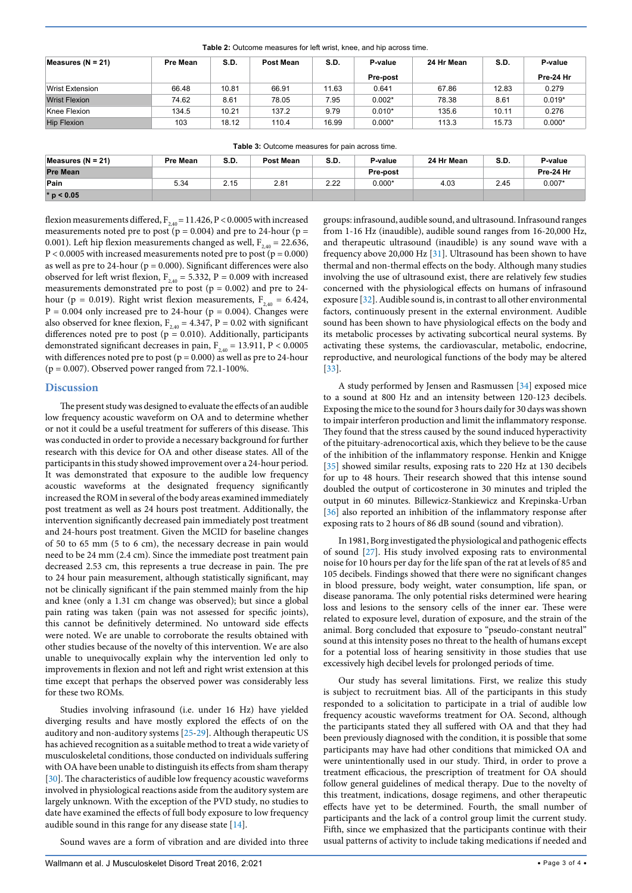**Table 2:** Outcome measures for left wrist, knee, and hip across time.

| Measures (N = 21) | Pre Mean | S.D. | Post Mean | S.D. | P-value Pre-post | 24 Hr Mean | S.D. | P-value Pre-24 Hr |
|---|---|---|---|---|---|---|---|---|
| Wrist Extension | 66.48 | 10.81 | 66.91 | 11.63 | 0.641 | 67.86 | 12.83 | 0.279 |
| Wrist Flexion | 74.62 | 8.61 | 78.05 | 7.95 | 0.002* | 78.38 | 8.61 | 0.019* |
| Knee Flexion | 134.5 | 10.21 | 137.2 | 9.79 | 0.010* | 135.6 | 10.11 | 0.276 |
| Hip Flexion | 103 | 18.12 | 110.4 | 16.99 | 0.000* | 113.3 | 15.73 | 0.000* |

**Table 3:** Outcome measures for pain across time.

| Measures (N = 21) | Pre Mean | S.D. | Post Mean | S.D. | P-value | 24 Hr Mean | S.D. | P-value |
|---|---|---|---|---|---|---|---|---|
| Pre Mean | | | | | Pre-post | | | Pre-24 Hr |
| Pain | 5.34 | 2.15 | 2.81 | 2.22 | 0.000* | 4.03 | 2.45 | 0.007* |
| * p < 0.05 | | | | | | | | |

flexion measurements differed, $F_{2,40} = 11.426$, $P < 0.0005$ with increased measurements noted pre to post (p = 0.004) and pre to 24-hour (p = 0.001). Left hip flexion measurements changed as well, $F_{2,40} = 22.636$, $P < 0.0005$ with increased measurements noted pre to post (p = 0.000) as well as pre to 24-hour (p = 0.000). Significant differences were also observed for left wrist flexion, $F_{2,40} = 5.332$, P = 0.009 with increased measurements demonstrated pre to post (p = 0.002) and pre to 24-hour (p = 0.019). Right wrist flexion measurements, $F_{2,40} = 6.424$, P = 0.004 only increased pre to 24-hour (p = 0.004). Changes were also observed for knee flexion, $F_{2,40} = 4.347$, P = 0.02 with significant differences noted pre to post (p = 0.010). Additionally, participants demonstrated significant decreases in pain, $F_{2,40} = 13.911$, $P < 0.0005$ with differences noted pre to post (p = 0.000) as well as pre to 24-hour (p = 0.007). Observed power ranged from 72.1-100%.

## Discussion

The present study was designed to evaluate the effects of an audible low frequency acoustic waveform on OA and to determine whether or not it could be a useful treatment for sufferers of this disease. This was conducted in order to provide a necessary background for further research with this device for OA and other disease states. All of the participants in this study showed improvement over a 24-hour period. It was demonstrated that exposure to the audible low frequency acoustic waveforms at the designated frequency significantly increased the ROM in several of the body areas examined immediately post treatment as well as 24 hours post treatment. Additionally, the intervention significantly decreased pain immediately post treatment and 24-hours post treatment. Given the MCID for baseline changes of 50 to 65 mm (5 to 6 cm), the necessary decrease in pain would need to be 24 mm (2.4 cm). Since the immediate post treatment pain decreased 2.53 cm, this represents a true decrease in pain. The pre to 24 hour pain measurement, although statistically significant, may not be clinically significant if the pain stemmed mainly from the hip and knee (only a 1.31 cm change was observed); but since a global pain rating was taken (pain was not assessed for specific joints), this cannot be definitively determined. No untoward side effects were noted. We are unable to corroborate the results obtained with other studies because of the novelty of this intervention. We are also unable to unequivocally explain why the intervention led only to improvements in flexion and not left and right wrist extension at this time except that perhaps the observed power was considerably less for these two ROMs.

Studies involving infrasound (i.e. under 16 Hz) have yielded diverging results and have mostly explored the effects of on the auditory and non-auditory systems [25-29]. Although therapeutic US has achieved recognition as a suitable method to treat a wide variety of musculoskeletal conditions, those conducted on individuals suffering with OA have been unable to distinguish its effects from sham therapy [30]. The characteristics of audible low frequency acoustic waveforms involved in physiological reactions aside from the auditory system are largely unknown. With the exception of the PVD study, no studies to date have examined the effects of full body exposure to low frequency audible sound in this range for any disease state [14].

Sound waves are a form of vibration and are divided into three groups: infrasound, audible sound, and ultrasound. Infrasound ranges from 1-16 Hz (inaudible), audible sound ranges from 16-20,000 Hz, and therapeutic ultrasound (inaudible) is any sound wave with a frequency above 20,000 Hz [31]. Ultrasound has been shown to have thermal and non-thermal effects on the body. Although many studies involving the use of ultrasound exist, there are relatively few studies concerned with the physiological effects on humans of infrasound exposure [32]. Audible sound is, in contrast to all other environmental factors, continuously present in the external environment. Audible sound has been shown to have physiological effects on the body and its metabolic processes by activating subcortical neural systems. By activating these systems, the cardiovascular, metabolic, endocrine, reproductive, and neurological functions of the body may be altered [33].

A study performed by Jensen and Rasmussen [34] exposed mice to a sound at 800 Hz and an intensity between 120-123 decibels. Exposing the mice to the sound for 3 hours daily for 30 days was shown to impair interferon production and limit the inflammatory response. They found that the stress caused by the sound induced hyperactivity of the pituitary-adrenocortical axis, which they believe to be the cause of the inhibition of the inflammatory response. Henkin and Knigge [35] showed similar results, exposing rats to 220 Hz at 130 decibels for up to 48 hours. Their research showed that this intense sound doubled the output of corticosterone in 30 minutes and tripled the output in 60 minutes. Billewicz-Stankiewicz and Krepinska-Urban [36] also reported an inhibition of the inflammatory response after exposing rats to 2 hours of 86 dB sound (sound and vibration).

In 1981, Borg investigated the physiological and pathogenic effects of sound [27]. His study involved exposing rats to environmental noise for 10 hours per day for the life span of the rat at levels of 85 and 105 decibels. Findings showed that there were no significant changes in blood pressure, body weight, water consumption, life span, or disease panorama. The only potential risks determined were hearing loss and lesions to the sensory cells of the inner ear. These were related to exposure level, duration of exposure, and the strain of the animal. Borg concluded that exposure to "pseudo-constant neutral" sound at this intensity poses no threat to the health of humans except for a potential loss of hearing sensitivity in those studies that use excessively high decibel levels for prolonged periods of time.

Our study has several limitations. First, we realize this study is subject to recruitment bias. All of the participants in this study responded to a solicitation to participate in a trial of audible low frequency acoustic waveforms treatment for OA. Second, although the participants stated they all suffered with OA and that they had been previously diagnosed with the condition, it is possible that some participants may have had other conditions that mimicked OA and were unintentionally used in our study. Third, in order to prove a treatment efficacious, the prescription of treatment for OA should follow general guidelines of medical therapy. Due to the novelty of this treatment, indications, dosage regimens, and other therapeutic effects have yet to be determined. Fourth, the small number of participants and the lack of a control group limit the current study. Fifth, since we emphasized that the participants continue with their usual patterns of activity to include taking medications if needed and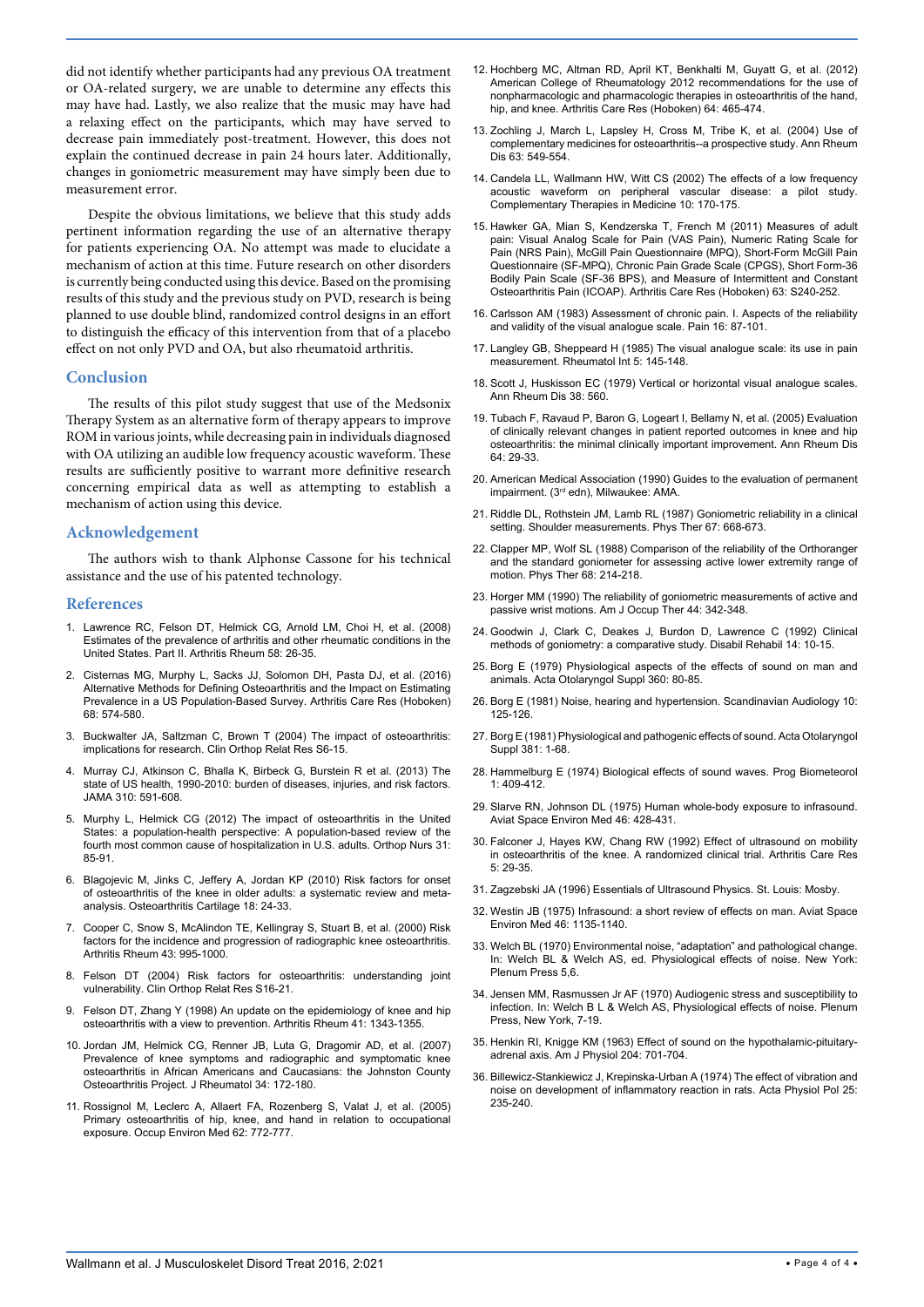did not identify whether participants had any previous OA treatment or OA-related surgery, we are unable to determine any effects this may have had. Lastly, we also realize that the music may have had a relaxing effect on the participants, which may have served to decrease pain immediately post-treatment. However, this does not explain the continued decrease in pain 24 hours later. Additionally, changes in goniometric measurement may have simply been due to measurement error.

Despite the obvious limitations, we believe that this study adds pertinent information regarding the use of an alternative therapy for patients experiencing OA. No attempt was made to elucidate a mechanism of action at this time. Future research on other disorders is currently being conducted using this device. Based on the promising results of this study and the previous study on PVD, research is being planned to use double blind, randomized control designs in an effort to distinguish the efficacy of this intervention from that of a placebo effect on not only PVD and OA, but also rheumatoid arthritis.

## Conclusion

The results of this pilot study suggest that use of the Medsonix Therapy System as an alternative form of therapy appears to improve ROM in various joints, while decreasing pain in individuals diagnosed with OA utilizing an audible low frequency acoustic waveform. These results are sufficiently positive to warrant more definitive research concerning empirical data as well as attempting to establish a mechanism of action using this device.

## Acknowledgement

The authors wish to thank Alphonse Cassone for his technical assistance and the use of his patented technology.

## References

1. Lawrence RC, Felson DT, Helmick CG, Arnold LM, Choi H, et al. (2008) Estimates of the prevalence of arthritis and other rheumatic conditions in the United States. Part II. Arthritis Rheum 58: 26-35.
2. Cisternas MG, Murphy L, Sacks JJ, Solomon DH, Pasta DJ, et al. (2016) Alternative Methods for Defining Osteoarthritis and the Impact on Estimating Prevalence in a US Population-Based Survey. Arthritis Care Res (Hoboken) 68: 574-580.
3. Buckwalter JA, Saltzman C, Brown T (2004) The impact of osteoarthritis: implications for research. Clin Orthop Relat Res S6-15.
4. Murray CJ, Atkinson C, Bhalla K, Birbeck G, Burstein R et al. (2013) The state of US health, 1990-2010: burden of diseases, injuries, and risk factors. JAMA 310: 591-608.
5. Murphy L, Helmick CG (2012) The impact of osteoarthritis in the United States: a population-health perspective: A population-based review of the fourth most common cause of hospitalization in U.S. adults. Orthop Nurs 31: 85-91.
6. Blagojevic M, Jinks C, Jeffery A, Jordan KP (2010) Risk factors for onset of osteoarthritis of the knee in older adults: a systematic review and meta-analysis. Osteoarthritis Cartilage 18: 24-33.
7. Cooper C, Snow S, McAlindon TE, Kellingray S, Stuart B, et al. (2000) Risk factors for the incidence and progression of radiographic knee osteoarthritis. Arthritis Rheum 43: 995-1000.
8. Felson DT (2004) Risk factors for osteoarthritis: understanding joint vulnerability. Clin Orthop Relat Res S16-21.
9. Felson DT, Zhang Y (1998) An update on the epidemiology of knee and hip osteoarthritis with a view to prevention. Arthritis Rheum 41: 1343-1355.
10. Jordan JM, Helmick CG, Renner JB, Luta G, Dragomir AD, et al. (2007) Prevalence of knee symptoms and radiographic and symptomatic knee osteoarthritis in African Americans and Caucasians: the Johnston County Osteoarthritis Project. J Rheumatol 34: 172-180.
11. Rossignol M, Leclerc A, Allaert FA, Rozenberg S, Valat J, et al. (2005) Primary osteoarthritis of hip, knee, and hand in relation to occupational exposure. Occup Environ Med 62: 772-777.
12. Hochberg MC, Altman RD, April KT, Benkhalti M, Guyatt G, et al. (2012) American College of Rheumatology 2012 recommendations for the use of nonpharmacologic and pharmacologic therapies in osteoarthritis of the hand, hip, and knee. Arthritis Care Res (Hoboken) 64: 465-474.
13. Zochling J, March L, Lapsley H, Cross M, Tribe K, et al. (2004) Use of complementary medicines for osteoarthritis--a prospective study. Ann Rheum Dis 63: 549-554.
14. Candela LL, Wallmann HW, Witt CS (2002) The effects of a low frequency acoustic waveform on peripheral vascular disease: a pilot study. Complementary Therapies in Medicine 10: 170-175.
15. Hawker GA, Mian S, Kendzerska T, French M (2011) Measures of adult pain: Visual Analog Scale for Pain (VAS Pain), Numeric Rating Scale for Pain (NRS Pain), McGill Pain Questionnaire (MPQ), Short-Form McGill Pain Questionnaire (SF-MPQ), Chronic Pain Grade Scale (CPGS), Short Form-36 Bodily Pain Scale (SF-36 BPS), and Measure of Intermittent and Constant Osteoarthritis Pain (ICOAP). Arthritis Care Res (Hoboken) 63: S240-252.
16. Carlsson AM (1983) Assessment of chronic pain. I. Aspects of the reliability and validity of the visual analogue scale. Pain 16: 87-101.
17. Langley GB, Sheppeard H (1985) The visual analogue scale: its use in pain measurement. Rheumatol Int 5: 145-148.
18. Scott J, Huskisson EC (1979) Vertical or horizontal visual analogue scales. Ann Rheum Dis 38: 560.
19. Tubach F, Ravaud P, Baron G, Logeart I, Bellamy N, et al. (2005) Evaluation of clinically relevant changes in patient reported outcomes in knee and hip osteoarthritis: the minimal clinically important improvement. Ann Rheum Dis 64: 29-33.
20. American Medical Association (1990) Guides to the evaluation of permanent impairment. (3rd edn), Milwaukee: AMA.
21. Riddle DL, Rothstein JM, Lamb RL (1987) Goniometric reliability in a clinical setting. Shoulder measurements. Phys Ther 67: 668-673.
22. Clapper MP, Wolf SL (1988) Comparison of the reliability of the Orthoranger and the standard goniometer for assessing active lower extremity range of motion. Phys Ther 68: 214-218.
23. Horger MM (1990) The reliability of goniometric measurements of active and passive wrist motions. Am J Occup Ther 44: 342-348.
24. Goodwin J, Clark C, Deakes J, Burdon D, Lawrence C (1992) Clinical methods of goniometry: a comparative study. Disabil Rehabil 14: 10-15.
25. Borg E (1979) Physiological aspects of the effects of sound on man and animals. Acta Otolaryngol Suppl 360: 80-85.
26. Borg E (1981) Noise, hearing and hypertension. Scandinavian Audiology 10: 125-126.
27. Borg E (1981) Physiological and pathogenic effects of sound. Acta Otolaryngol Suppl 381: 1-68.
28. Hammelburg E (1974) Biological effects of sound waves. Prog Biometeorol 1: 409-412.
29. Slarve RN, Johnson DL (1975) Human whole-body exposure to infrasound. Aviat Space Environ Med 46: 428-431.
30. Falconer J, Hayes KW, Chang RW (1992) Effect of ultrasound on mobility in osteoarthritis of the knee. A randomized clinical trial. Arthritis Care Res 5: 29-35.
31. Zagzebski JA (1996) Essentials of Ultrasound Physics. St. Louis: Mosby.
32. Westin JB (1975) Infrasound: a short review of effects on man. Aviat Space Environ Med 46: 1135-1140.
33. Welch BL (1970) Environmental noise, "adaptation" and pathological change. In: Welch BL & Welch AS, ed. Physiological effects of noise. New York: Plenum Press 5,6.
34. Jensen MM, Rasmussen Jr AF (1970) Audiogenic stress and susceptibility to infection. In: Welch B L & Welch AS, Physiological effects of noise. Plenum Press, New York, 7-19.
35. Henkin RI, Knigge KM (1963) Effect of sound on the hypothalamic-pituitary-adrenal axis. Am J Physiol 204: 701-704.
36. Billewicz-Stankiewicz J, Krepinska-Urban A (1974) The effect of vibration and noise on development of inflammatory reaction in rats. Acta Physiol Pol 25: 235-240.